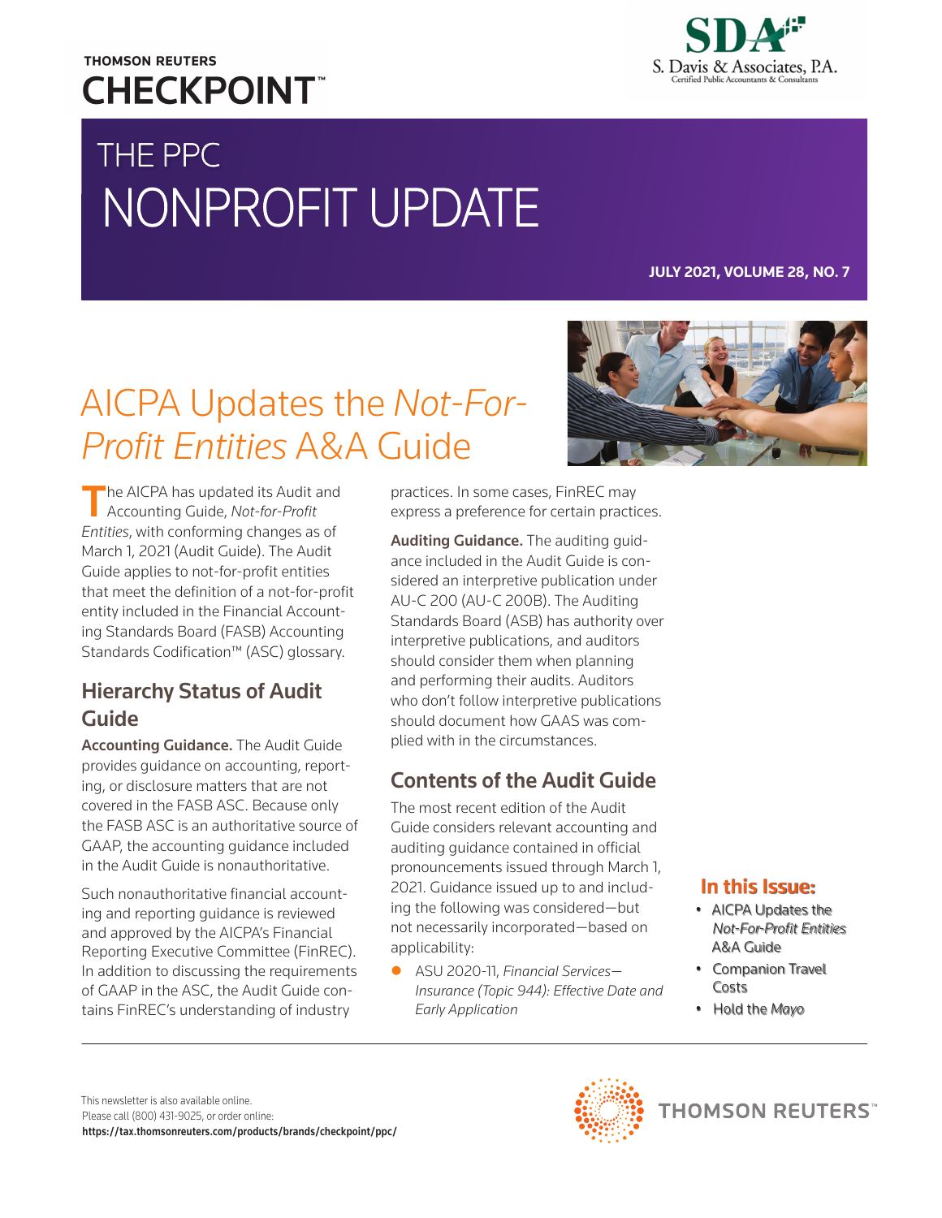THOMSON REUTERS

CHECKPOINT™

S. Davis & Associates, P.A.
Certified Public Accountants & Consultants

# THE PPC NONPROFIT UPDATE

**JULY 2021, VOLUME 28, NO. 7**

## AICPA Updates the *Not-For-Profit Entities* A&A Guide

The AICPA has updated its Audit and Accounting Guide, *Not-for-Profit Entities*, with conforming changes as of March 1, 2021 (Audit Guide). The Audit Guide applies to not-for-profit entities that meet the definition of a not-for-profit entity included in the Financial Accounting Standards Board (FASB) Accounting Standards Codification™ (ASC) glossary.

### Hierarchy Status of Audit Guide

**Accounting Guidance.** The Audit Guide provides guidance on accounting, reporting, or disclosure matters that are not covered in the FASB ASC. Because only the FASB ASC is an authoritative source of GAAP, the accounting guidance included in the Audit Guide is nonauthoritative.

Such nonauthoritative financial accounting and reporting guidance is reviewed and approved by the AICPA's Financial Reporting Executive Committee (FinREC). In addition to discussing the requirements of GAAP in the ASC, the Audit Guide contains FinREC's understanding of industry practices. In some cases, FinREC may express a preference for certain practices.

**Auditing Guidance.** The auditing guidance included in the Audit Guide is considered an interpretive publication under AU-C 200 (AU-C 200B). The Auditing Standards Board (ASB) has authority over interpretive publications, and auditors should consider them when planning and performing their audits. Auditors who don't follow interpretive publications should document how GAAS was complied with in the circumstances.

### Contents of the Audit Guide

The most recent edition of the Audit Guide considers relevant accounting and auditing guidance contained in official pronouncements issued through March 1, 2021. Guidance issued up to and including the following was considered—but not necessarily incorporated—based on applicability:

- ASU 2020-11, *Financial Services—Insurance (Topic 944): Effective Date and Early Application*

**In this Issue:**

- AICPA Updates the *Not-For-Profit Entities* A&A Guide
- Companion Travel Costs
- Hold the *Mayo*

This newsletter is also available online.
Please call (800) 431-9025, or order online:
**https://tax.thomsonreuters.com/products/brands/checkpoint/ppc/**

THOMSON REUTERS™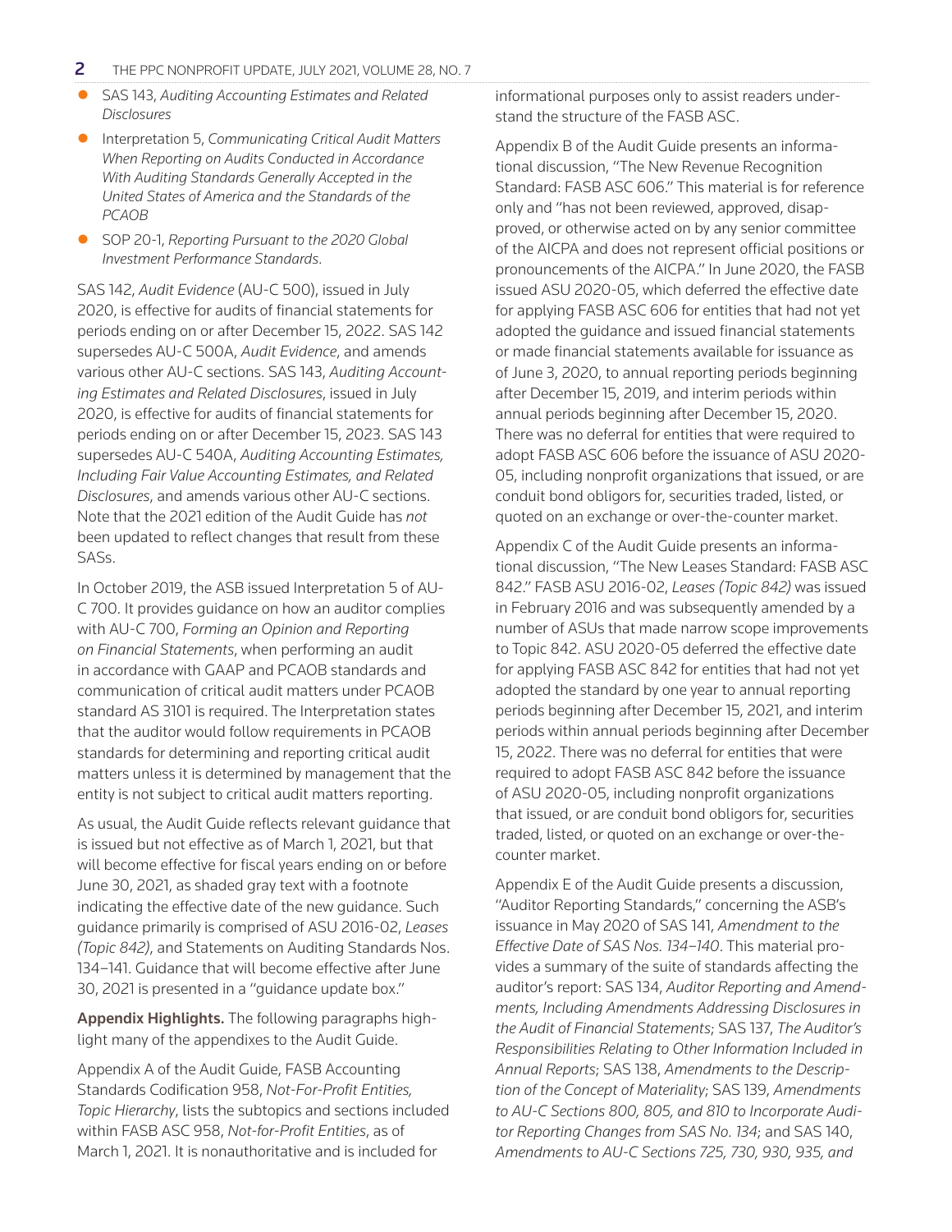- SAS 143, *Auditing Accounting Estimates and Related Disclosures*
- Interpretation 5, *Communicating Critical Audit Matters When Reporting on Audits Conducted in Accordance With Auditing Standards Generally Accepted in the United States of America and the Standards of the PCAOB*
- SOP 20-1, *Reporting Pursuant to the 2020 Global Investment Performance Standards*.

SAS 142, *Audit Evidence* (AU-C 500), issued in July 2020, is effective for audits of financial statements for periods ending on or after December 15, 2022. SAS 142 supersedes AU-C 500A, *Audit Evidence*, and amends various other AU-C sections. SAS 143, *Auditing Accounting Estimates and Related Disclosures*, issued in July 2020, is effective for audits of financial statements for periods ending on or after December 15, 2023. SAS 143 supersedes AU-C 540A, *Auditing Accounting Estimates, Including Fair Value Accounting Estimates, and Related Disclosures*, and amends various other AU-C sections. Note that the 2021 edition of the Audit Guide has *not* been updated to reflect changes that result from these SASs.

In October 2019, the ASB issued Interpretation 5 of AU-C 700. It provides guidance on how an auditor complies with AU-C 700, *Forming an Opinion and Reporting on Financial Statements*, when performing an audit in accordance with GAAP and PCAOB standards and communication of critical audit matters under PCAOB standard AS 3101 is required. The Interpretation states that the auditor would follow requirements in PCAOB standards for determining and reporting critical audit matters unless it is determined by management that the entity is not subject to critical audit matters reporting.

As usual, the Audit Guide reflects relevant guidance that is issued but not effective as of March 1, 2021, but that will become effective for fiscal years ending on or before June 30, 2021, as shaded gray text with a footnote indicating the effective date of the new guidance. Such guidance primarily is comprised of ASU 2016-02, *Leases (Topic 842)*, and Statements on Auditing Standards Nos. 134–141. Guidance that will become effective after June 30, 2021 is presented in a "guidance update box."

**Appendix Highlights.** The following paragraphs highlight many of the appendixes to the Audit Guide.

Appendix A of the Audit Guide, FASB Accounting Standards Codification 958, *Not-For-Profit Entities, Topic Hierarchy*, lists the subtopics and sections included within FASB ASC 958, *Not-for-Profit Entities*, as of March 1, 2021. It is nonauthoritative and is included for informational purposes only to assist readers understand the structure of the FASB ASC.

Appendix B of the Audit Guide presents an informational discussion, "The New Revenue Recognition Standard: FASB ASC 606." This material is for reference only and "has not been reviewed, approved, disapproved, or otherwise acted on by any senior committee of the AICPA and does not represent official positions or pronouncements of the AICPA." In June 2020, the FASB issued ASU 2020-05, which deferred the effective date for applying FASB ASC 606 for entities that had not yet adopted the guidance and issued financial statements or made financial statements available for issuance as of June 3, 2020, to annual reporting periods beginning after December 15, 2019, and interim periods within annual periods beginning after December 15, 2020. There was no deferral for entities that were required to adopt FASB ASC 606 before the issuance of ASU 2020-05, including nonprofit organizations that issued, or are conduit bond obligors for, securities traded, listed, or quoted on an exchange or over-the-counter market.

Appendix C of the Audit Guide presents an informational discussion, "The New Leases Standard: FASB ASC 842." FASB ASU 2016-02, *Leases (Topic 842)* was issued in February 2016 and was subsequently amended by a number of ASUs that made narrow scope improvements to Topic 842. ASU 2020-05 deferred the effective date for applying FASB ASC 842 for entities that had not yet adopted the standard by one year to annual reporting periods beginning after December 15, 2021, and interim periods within annual periods beginning after December 15, 2022. There was no deferral for entities that were required to adopt FASB ASC 842 before the issuance of ASU 2020-05, including nonprofit organizations that issued, or are conduit bond obligors for, securities traded, listed, or quoted on an exchange or over-the-counter market.

Appendix E of the Audit Guide presents a discussion, "Auditor Reporting Standards," concerning the ASB's issuance in May 2020 of SAS 141, *Amendment to the Effective Date of SAS Nos. 134–140*. This material provides a summary of the suite of standards affecting the auditor's report: SAS 134, *Auditor Reporting and Amendments, Including Amendments Addressing Disclosures in the Audit of Financial Statements*; SAS 137, *The Auditor's Responsibilities Relating to Other Information Included in Annual Reports*; SAS 138, *Amendments to the Description of the Concept of Materiality*; SAS 139, *Amendments to AU-C Sections 800, 805, and 810 to Incorporate Auditor Reporting Changes from SAS No. 134*; and SAS 140, *Amendments to AU-C Sections 725, 730, 930, 935, and*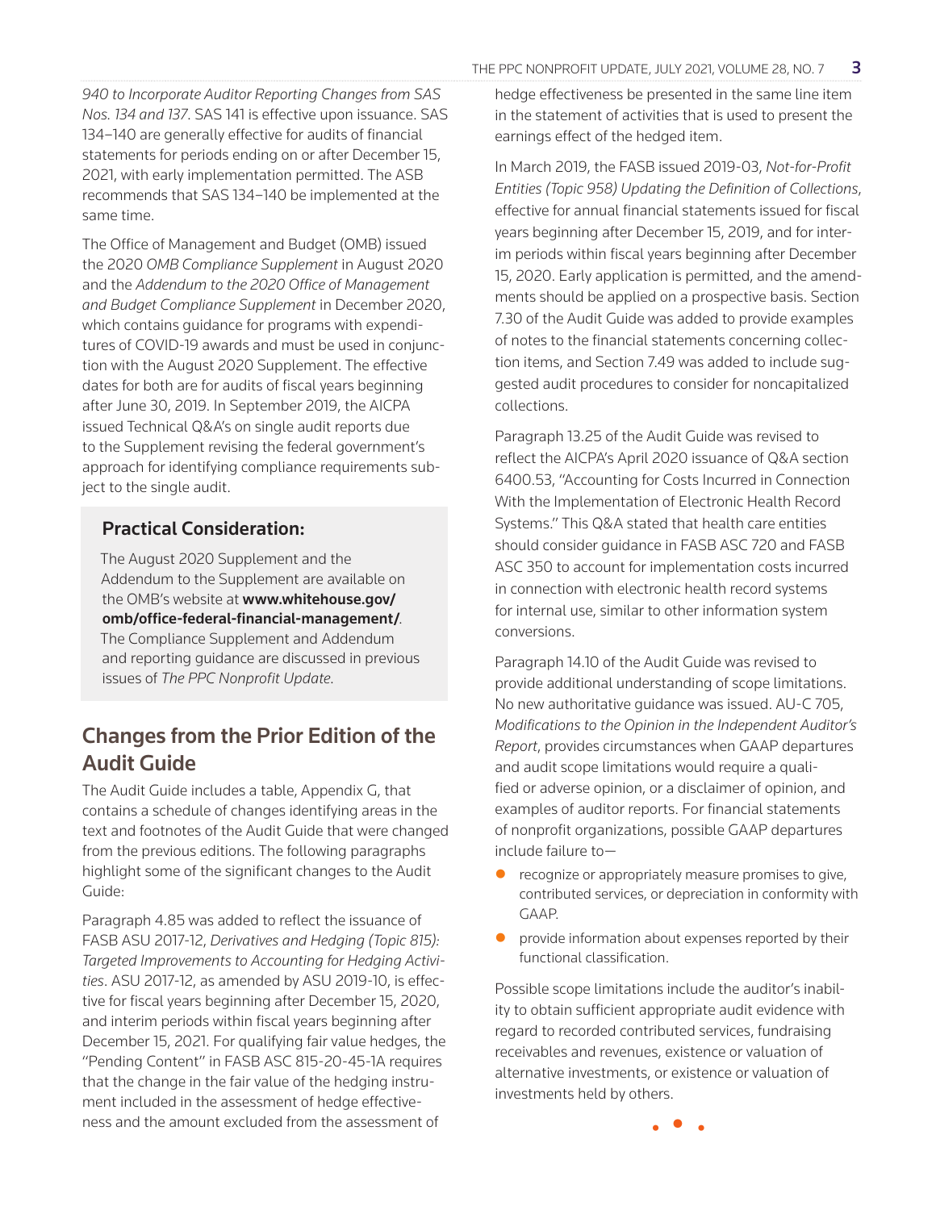940 to Incorporate Auditor Reporting Changes from SAS Nos. 134 and 137*. SAS 141 is effective upon issuance. SAS 134–140 are generally effective for audits of financial statements for periods ending on or after December 15, 2021, with early implementation permitted. The ASB recommends that SAS 134–140 be implemented at the same time.

The Office of Management and Budget (OMB) issued the 2020 *OMB Compliance Supplement* in August 2020 and the *Addendum to the 2020 Office of Management and Budget Compliance Supplement* in December 2020, which contains guidance for programs with expenditures of COVID-19 awards and must be used in conjunction with the August 2020 Supplement. The effective dates for both are for audits of fiscal years beginning after June 30, 2019. In September 2019, the AICPA issued Technical Q&A's on single audit reports due to the Supplement revising the federal government's approach for identifying compliance requirements subject to the single audit.

> **Practical Consideration:**
>
> The August 2020 Supplement and the Addendum to the Supplement are available on the OMB's website at **www.whitehouse.gov/omb/office-federal-financial-management/**. The Compliance Supplement and Addendum and reporting guidance are discussed in previous issues of *The PPC Nonprofit Update*.

## Changes from the Prior Edition of the Audit Guide

The Audit Guide includes a table, Appendix G, that contains a schedule of changes identifying areas in the text and footnotes of the Audit Guide that were changed from the previous editions. The following paragraphs highlight some of the significant changes to the Audit Guide:

Paragraph 4.85 was added to reflect the issuance of FASB ASU 2017-12, *Derivatives and Hedging (Topic 815): Targeted Improvements to Accounting for Hedging Activities*. ASU 2017-12, as amended by ASU 2019-10, is effective for fiscal years beginning after December 15, 2020, and interim periods within fiscal years beginning after December 15, 2021. For qualifying fair value hedges, the "Pending Content" in FASB ASC 815-20-45-1A requires that the change in the fair value of the hedging instrument included in the assessment of hedge effectiveness and the amount excluded from the assessment of hedge effectiveness be presented in the same line item in the statement of activities that is used to present the earnings effect of the hedged item.

In March 2019, the FASB issued 2019-03, *Not-for-Profit Entities (Topic 958) Updating the Definition of Collections*, effective for annual financial statements issued for fiscal years beginning after December 15, 2019, and for interim periods within fiscal years beginning after December 15, 2020. Early application is permitted, and the amendments should be applied on a prospective basis. Section 7.30 of the Audit Guide was added to provide examples of notes to the financial statements concerning collection items, and Section 7.49 was added to include suggested audit procedures to consider for noncapitalized collections.

Paragraph 13.25 of the Audit Guide was revised to reflect the AICPA's April 2020 issuance of Q&A section 6400.53, "Accounting for Costs Incurred in Connection With the Implementation of Electronic Health Record Systems." This Q&A stated that health care entities should consider guidance in FASB ASC 720 and FASB ASC 350 to account for implementation costs incurred in connection with electronic health record systems for internal use, similar to other information system conversions.

Paragraph 14.10 of the Audit Guide was revised to provide additional understanding of scope limitations. No new authoritative guidance was issued. AU-C 705, *Modifications to the Opinion in the Independent Auditor's Report*, provides circumstances when GAAP departures and audit scope limitations would require a qualified or adverse opinion, or a disclaimer of opinion, and examples of auditor reports. For financial statements of nonprofit organizations, possible GAAP departures include failure to—

- recognize or appropriately measure promises to give, contributed services, or depreciation in conformity with GAAP.
- provide information about expenses reported by their functional classification.

Possible scope limitations include the auditor's inability to obtain sufficient appropriate audit evidence with regard to recorded contributed services, fundraising receivables and revenues, existence or valuation of alternative investments, or existence or valuation of investments held by others.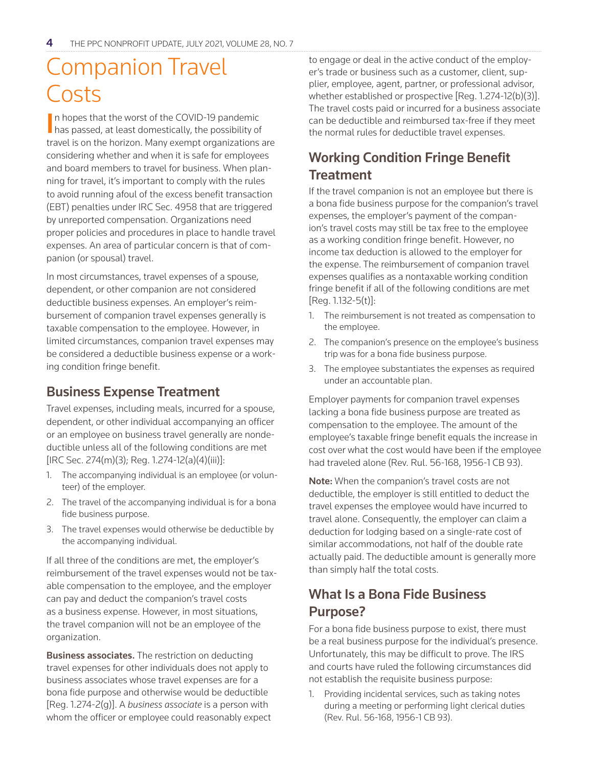# Companion Travel Costs

In hopes that the worst of the COVID-19 pandemic has passed, at least domestically, the possibility of travel is on the horizon. Many exempt organizations are considering whether and when it is safe for employees and board members to travel for business. When planning for travel, it's important to comply with the rules to avoid running afoul of the excess benefit transaction (EBT) penalties under IRC Sec. 4958 that are triggered by unreported compensation. Organizations need proper policies and procedures in place to handle travel expenses. An area of particular concern is that of companion (or spousal) travel.

In most circumstances, travel expenses of a spouse, dependent, or other companion are not considered deductible business expenses. An employer's reimbursement of companion travel expenses generally is taxable compensation to the employee. However, in limited circumstances, companion travel expenses may be considered a deductible business expense or a working condition fringe benefit.

## Business Expense Treatment

Travel expenses, including meals, incurred for a spouse, dependent, or other individual accompanying an officer or an employee on business travel generally are nondeductible unless all of the following conditions are met [IRC Sec. 274(m)(3); Reg. 1.274-12(a)(4)(iii)]:

1. The accompanying individual is an employee (or volunteer) of the employer.
2. The travel of the accompanying individual is for a bona fide business purpose.
3. The travel expenses would otherwise be deductible by the accompanying individual.

If all three of the conditions are met, the employer's reimbursement of the travel expenses would not be taxable compensation to the employee, and the employer can pay and deduct the companion's travel costs as a business expense. However, in most situations, the travel companion will not be an employee of the organization.

**Business associates.** The restriction on deducting travel expenses for other individuals does not apply to business associates whose travel expenses are for a bona fide purpose and otherwise would be deductible [Reg. 1.274-2(g)]. A *business associate* is a person with whom the officer or employee could reasonably expect to engage or deal in the active conduct of the employer's trade or business such as a customer, client, supplier, employee, agent, partner, or professional advisor, whether established or prospective [Reg. 1.274-12(b)(3)]. The travel costs paid or incurred for a business associate can be deductible and reimbursed tax-free if they meet the normal rules for deductible travel expenses.

## Working Condition Fringe Benefit Treatment

If the travel companion is not an employee but there is a bona fide business purpose for the companion's travel expenses, the employer's payment of the companion's travel costs may still be tax free to the employee as a working condition fringe benefit. However, no income tax deduction is allowed to the employer for the expense. The reimbursement of companion travel expenses qualifies as a nontaxable working condition fringe benefit if all of the following conditions are met [Reg. 1.132-5(t)]:

1. The reimbursement is not treated as compensation to the employee.
2. The companion's presence on the employee's business trip was for a bona fide business purpose.
3. The employee substantiates the expenses as required under an accountable plan.

Employer payments for companion travel expenses lacking a bona fide business purpose are treated as compensation to the employee. The amount of the employee's taxable fringe benefit equals the increase in cost over what the cost would have been if the employee had traveled alone (Rev. Rul. 56-168, 1956-1 CB 93).

**Note:** When the companion's travel costs are not deductible, the employer is still entitled to deduct the travel expenses the employee would have incurred to travel alone. Consequently, the employer can claim a deduction for lodging based on a single-rate cost of similar accommodations, not half of the double rate actually paid. The deductible amount is generally more than simply half the total costs.

## What Is a Bona Fide Business Purpose?

For a bona fide business purpose to exist, there must be a real business purpose for the individual's presence. Unfortunately, this may be difficult to prove. The IRS and courts have ruled the following circumstances did not establish the requisite business purpose:

1. Providing incidental services, such as taking notes during a meeting or performing light clerical duties (Rev. Rul. 56-168, 1956-1 CB 93).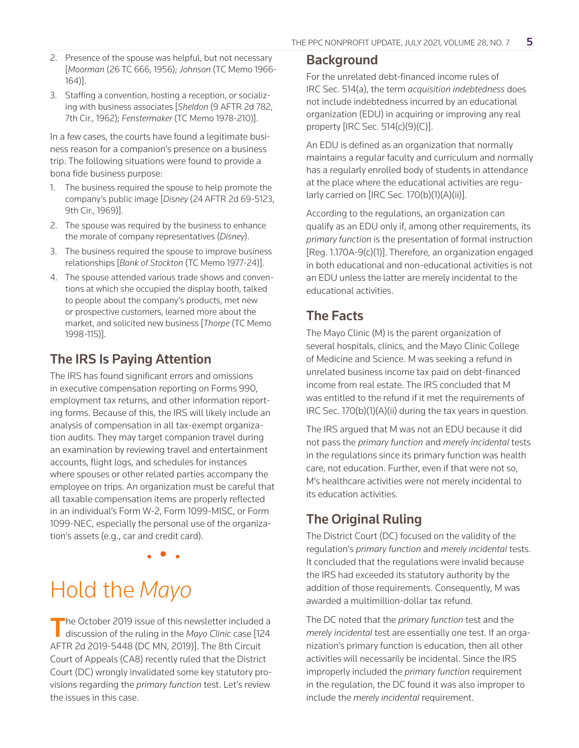2. Presence of the spouse was helpful, but not necessary [*Moorman* (26 TC 666, 1956); *Johnson* (TC Memo 1966-164)].
3. Staffing a convention, hosting a reception, or socializing with business associates [*Sheldon* (9 AFTR 2d 782, 7th Cir., 1962); *Fenstermaker* (TC Memo 1978-210)].

In a few cases, the courts have found a legitimate business reason for a companion's presence on a business trip. The following situations were found to provide a bona fide business purpose:

1. The business required the spouse to help promote the company's public image [*Disney* (24 AFTR 2d 69-5123, 9th Cir., 1969)].
2. The spouse was required by the business to enhance the morale of company representatives (*Disney*).
3. The business required the spouse to improve business relationships [*Bank of Stockton* (TC Memo 1977-24)].
4. The spouse attended various trade shows and conventions at which she occupied the display booth, talked to people about the company's products, met new or prospective customers, learned more about the market, and solicited new business [*Thorpe* (TC Memo 1998-115)].

## The IRS Is Paying Attention

The IRS has found significant errors and omissions in executive compensation reporting on Forms 990, employment tax returns, and other information reporting forms. Because of this, the IRS will likely include an analysis of compensation in all tax-exempt organization audits. They may target companion travel during an examination by reviewing travel and entertainment accounts, flight logs, and schedules for instances where spouses or other related parties accompany the employee on trips. An organization must be careful that all taxable compensation items are properly reflected in an individual's Form W-2, Form 1099-MISC, or Form 1099-NEC, especially the personal use of the organization's assets (e.g., car and credit card).

• • •

# Hold the *Mayo*

The October 2019 issue of this newsletter included a discussion of the ruling in the *Mayo Clinic* case [124 AFTR 2d 2019-5448 (DC MN, 2019)]. The 8th Circuit Court of Appeals (CA8) recently ruled that the District Court (DC) wrongly invalidated some key statutory provisions regarding the *primary function* test. Let's review the issues in this case.

## Background

For the unrelated debt-financed income rules of IRC Sec. 514(a), the term *acquisition indebtedness* does not include indebtedness incurred by an educational organization (EDU) in acquiring or improving any real property [IRC Sec. 514(c)(9)(C)].

An EDU is defined as an organization that normally maintains a regular faculty and curriculum and normally has a regularly enrolled body of students in attendance at the place where the educational activities are regularly carried on [IRC Sec. 170(b)(1)(A)(ii)].

According to the regulations, an organization can qualify as an EDU only if, among other requirements, its *primary function* is the presentation of formal instruction [Reg. 1.170A-9(c)(1)]. Therefore, an organization engaged in both educational and non-educational activities is not an EDU unless the latter are merely incidental to the educational activities.

## The Facts

The Mayo Clinic (M) is the parent organization of several hospitals, clinics, and the Mayo Clinic College of Medicine and Science. M was seeking a refund in unrelated business income tax paid on debt-financed income from real estate. The IRS concluded that M was entitled to the refund if it met the requirements of IRC Sec. 170(b)(1)(A)(ii) during the tax years in question.

The IRS argued that M was not an EDU because it did not pass the *primary function* and *merely incidental* tests in the regulations since its primary function was health care, not education. Further, even if that were not so, M's healthcare activities were not merely incidental to its education activities.

## The Original Ruling

The District Court (DC) focused on the validity of the regulation's *primary function* and *merely incidental* tests. It concluded that the regulations were invalid because the IRS had exceeded its statutory authority by the addition of those requirements. Consequently, M was awarded a multimillion-dollar tax refund.

The DC noted that the *primary function* test and the *merely incidental* test are essentially one test. If an organization's primary function is education, then all other activities will necessarily be incidental. Since the IRS improperly included the *primary function* requirement in the regulation, the DC found it was also improper to include the *merely incidental* requirement.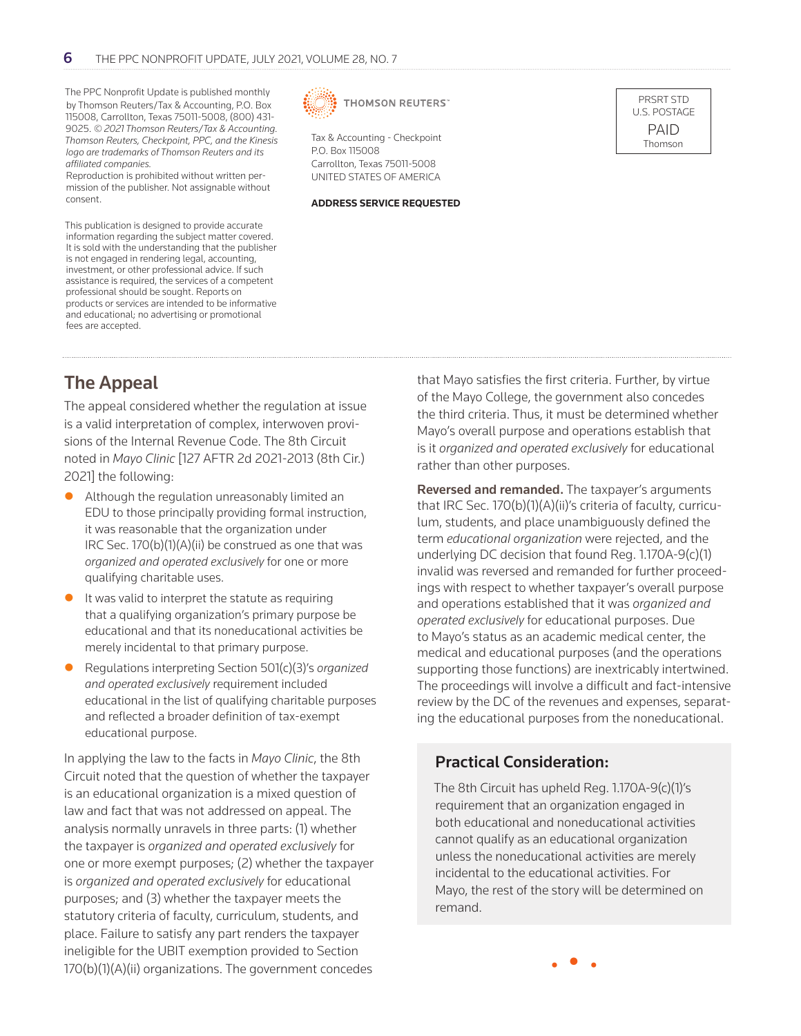The PPC Nonprofit Update is published monthly by Thomson Reuters/Tax & Accounting, P.O. Box 115008, Carrollton, Texas 75011-5008, (800) 431-9025. *© 2021 Thomson Reuters/Tax & Accounting. Thomson Reuters, Checkpoint, PPC, and the Kinesis logo are trademarks of Thomson Reuters and its affiliated companies.*
Reproduction is prohibited without written permission of the publisher. Not assignable without consent.

This publication is designed to provide accurate information regarding the subject matter covered. It is sold with the understanding that the publisher is not engaged in rendering legal, accounting, investment, or other professional advice. If such assistance is required, the services of a competent professional should be sought. Reports on products or services are intended to be informative and educational; no advertising or promotional fees are accepted.

THOMSON REUTERS™

Tax & Accounting - Checkpoint
P.O. Box 115008
Carrollton, Texas 75011-5008
UNITED STATES OF AMERICA

**ADDRESS SERVICE REQUESTED**

PRSRT STD
U.S. POSTAGE
PAID
Thomson

## The Appeal

The appeal considered whether the regulation at issue is a valid interpretation of complex, interwoven provisions of the Internal Revenue Code. The 8th Circuit noted in *Mayo Clinic* [127 AFTR 2d 2021-2013 (8th Cir.) 2021] the following:

- Although the regulation unreasonably limited an EDU to those principally providing formal instruction, it was reasonable that the organization under IRC Sec. 170(b)(1)(A)(ii) be construed as one that was *organized and operated exclusively* for one or more qualifying charitable uses.
- It was valid to interpret the statute as requiring that a qualifying organization's primary purpose be educational and that its noneducational activities be merely incidental to that primary purpose.
- Regulations interpreting Section 501(c)(3)'s *organized and operated exclusively* requirement included educational in the list of qualifying charitable purposes and reflected a broader definition of tax-exempt educational purpose.

In applying the law to the facts in *Mayo Clinic*, the 8th Circuit noted that the question of whether the taxpayer is an educational organization is a mixed question of law and fact that was not addressed on appeal. The analysis normally unravels in three parts: (1) whether the taxpayer is *organized and operated exclusively* for one or more exempt purposes; (2) whether the taxpayer is *organized and operated exclusively* for educational purposes; and (3) whether the taxpayer meets the statutory criteria of faculty, curriculum, students, and place. Failure to satisfy any part renders the taxpayer ineligible for the UBIT exemption provided to Section 170(b)(1)(A)(ii) organizations. The government concedes that Mayo satisfies the first criteria. Further, by virtue of the Mayo College, the government also concedes the third criteria. Thus, it must be determined whether Mayo's overall purpose and operations establish that is it *organized and operated exclusively* for educational rather than other purposes.

**Reversed and remanded.** The taxpayer's arguments that IRC Sec. 170(b)(1)(A)(ii)'s criteria of faculty, curriculum, students, and place unambiguously defined the term *educational organization* were rejected, and the underlying DC decision that found Reg. 1.170A-9(c)(1) invalid was reversed and remanded for further proceedings with respect to whether taxpayer's overall purpose and operations established that it was *organized and operated exclusively* for educational purposes. Due to Mayo's status as an academic medical center, the medical and educational purposes (and the operations supporting those functions) are inextricably intertwined. The proceedings will involve a difficult and fact-intensive review by the DC of the revenues and expenses, separating the educational purposes from the noneducational.

### Practical Consideration:

The 8th Circuit has upheld Reg. 1.170A-9(c)(1)'s requirement that an organization engaged in both educational and noneducational activities cannot qualify as an educational organization unless the noneducational activities are merely incidental to the educational activities. For Mayo, the rest of the story will be determined on remand.